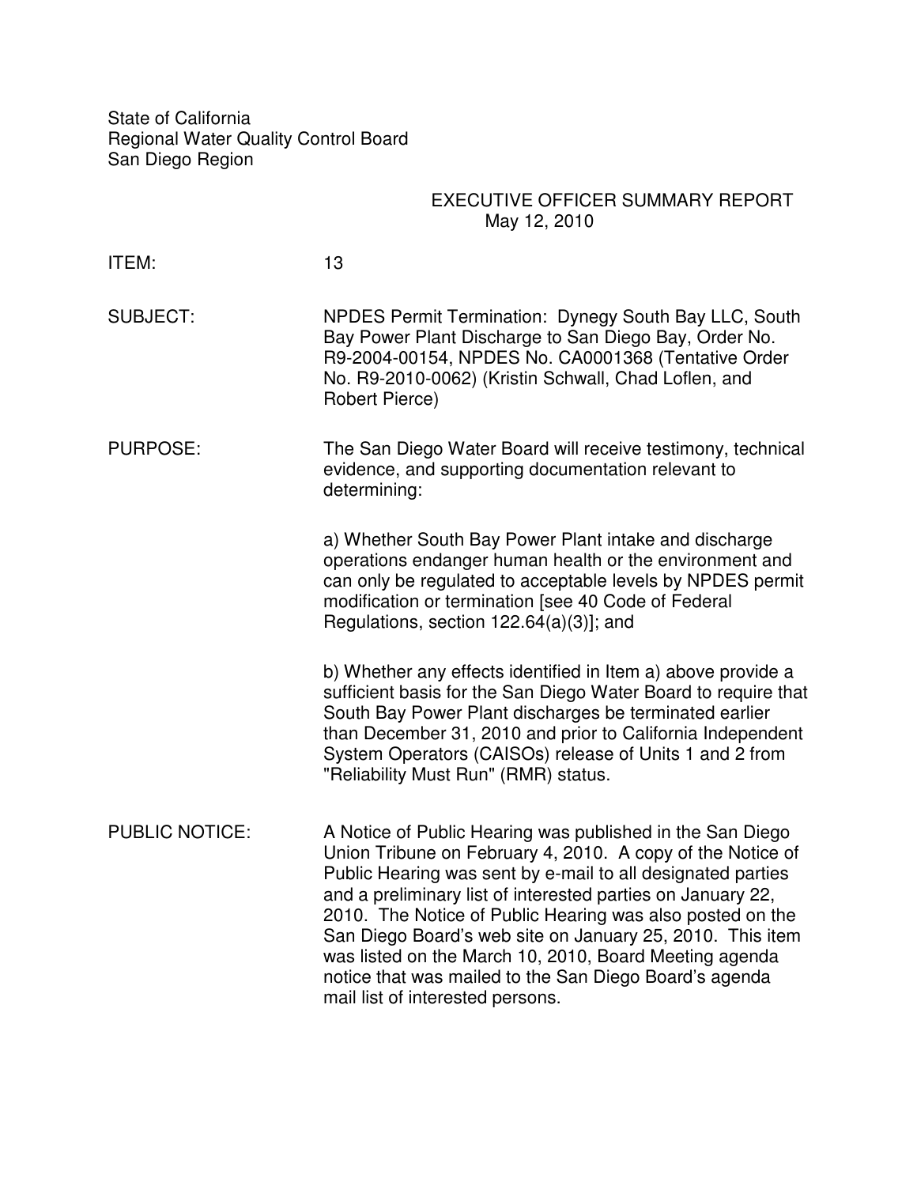State of California
Regional Water Quality Control Board
San Diego Region

EXECUTIVE OFFICER SUMMARY REPORT
May 12, 2010

ITEM: 13

SUBJECT: NPDES Permit Termination: Dynegy South Bay LLC, South Bay Power Plant Discharge to San Diego Bay, Order No. R9-2004-00154, NPDES No. CA0001368 (Tentative Order No. R9-2010-0062) (Kristin Schwall, Chad Loflen, and Robert Pierce)

PURPOSE: The San Diego Water Board will receive testimony, technical evidence, and supporting documentation relevant to determining:

a) Whether South Bay Power Plant intake and discharge operations endanger human health or the environment and can only be regulated to acceptable levels by NPDES permit modification or termination [see 40 Code of Federal Regulations, section 122.64(a)(3)]; and

b) Whether any effects identified in Item a) above provide a sufficient basis for the San Diego Water Board to require that South Bay Power Plant discharges be terminated earlier than December 31, 2010 and prior to California Independent System Operators (CAISOs) release of Units 1 and 2 from "Reliability Must Run" (RMR) status.

PUBLIC NOTICE: A Notice of Public Hearing was published in the San Diego Union Tribune on February 4, 2010. A copy of the Notice of Public Hearing was sent by e-mail to all designated parties and a preliminary list of interested parties on January 22, 2010. The Notice of Public Hearing was also posted on the San Diego Board's web site on January 25, 2010. This item was listed on the March 10, 2010, Board Meeting agenda notice that was mailed to the San Diego Board's agenda mail list of interested persons.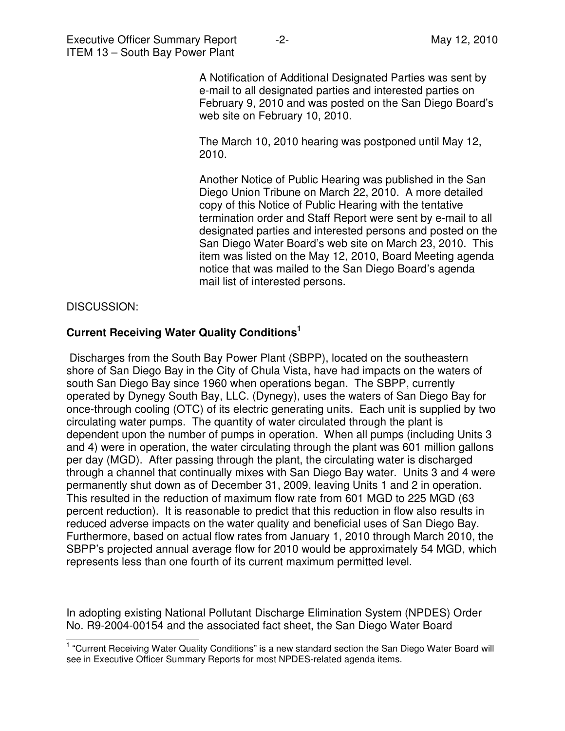A Notification of Additional Designated Parties was sent by e-mail to all designated parties and interested parties on February 9, 2010 and was posted on the San Diego Board's web site on February 10, 2010.

The March 10, 2010 hearing was postponed until May 12, 2010.

Another Notice of Public Hearing was published in the San Diego Union Tribune on March 22, 2010. A more detailed copy of this Notice of Public Hearing with the tentative termination order and Staff Report were sent by e-mail to all designated parties and interested persons and posted on the San Diego Water Board's web site on March 23, 2010. This item was listed on the May 12, 2010, Board Meeting agenda notice that was mailed to the San Diego Board's agenda mail list of interested persons.

DISCUSSION:

**Current Receiving Water Quality Conditions[1]**

Discharges from the South Bay Power Plant (SBPP), located on the southeastern shore of San Diego Bay in the City of Chula Vista, have had impacts on the waters of south San Diego Bay since 1960 when operations began. The SBPP, currently operated by Dynegy South Bay, LLC. (Dynegy), uses the waters of San Diego Bay for once-through cooling (OTC) of its electric generating units. Each unit is supplied by two circulating water pumps. The quantity of water circulated through the plant is dependent upon the number of pumps in operation. When all pumps (including Units 3 and 4) were in operation, the water circulating through the plant was 601 million gallons per day (MGD). After passing through the plant, the circulating water is discharged through a channel that continually mixes with San Diego Bay water. Units 3 and 4 were permanently shut down as of December 31, 2009, leaving Units 1 and 2 in operation. This resulted in the reduction of maximum flow rate from 601 MGD to 225 MGD (63 percent reduction). It is reasonable to predict that this reduction in flow also results in reduced adverse impacts on the water quality and beneficial uses of San Diego Bay. Furthermore, based on actual flow rates from January 1, 2010 through March 2010, the SBPP's projected annual average flow for 2010 would be approximately 54 MGD, which represents less than one fourth of its current maximum permitted level.

In adopting existing National Pollutant Discharge Elimination System (NPDES) Order No. R9-2004-00154 and the associated fact sheet, the San Diego Water Board

[1] "Current Receiving Water Quality Conditions" is a new standard section the San Diego Water Board will see in Executive Officer Summary Reports for most NPDES-related agenda items.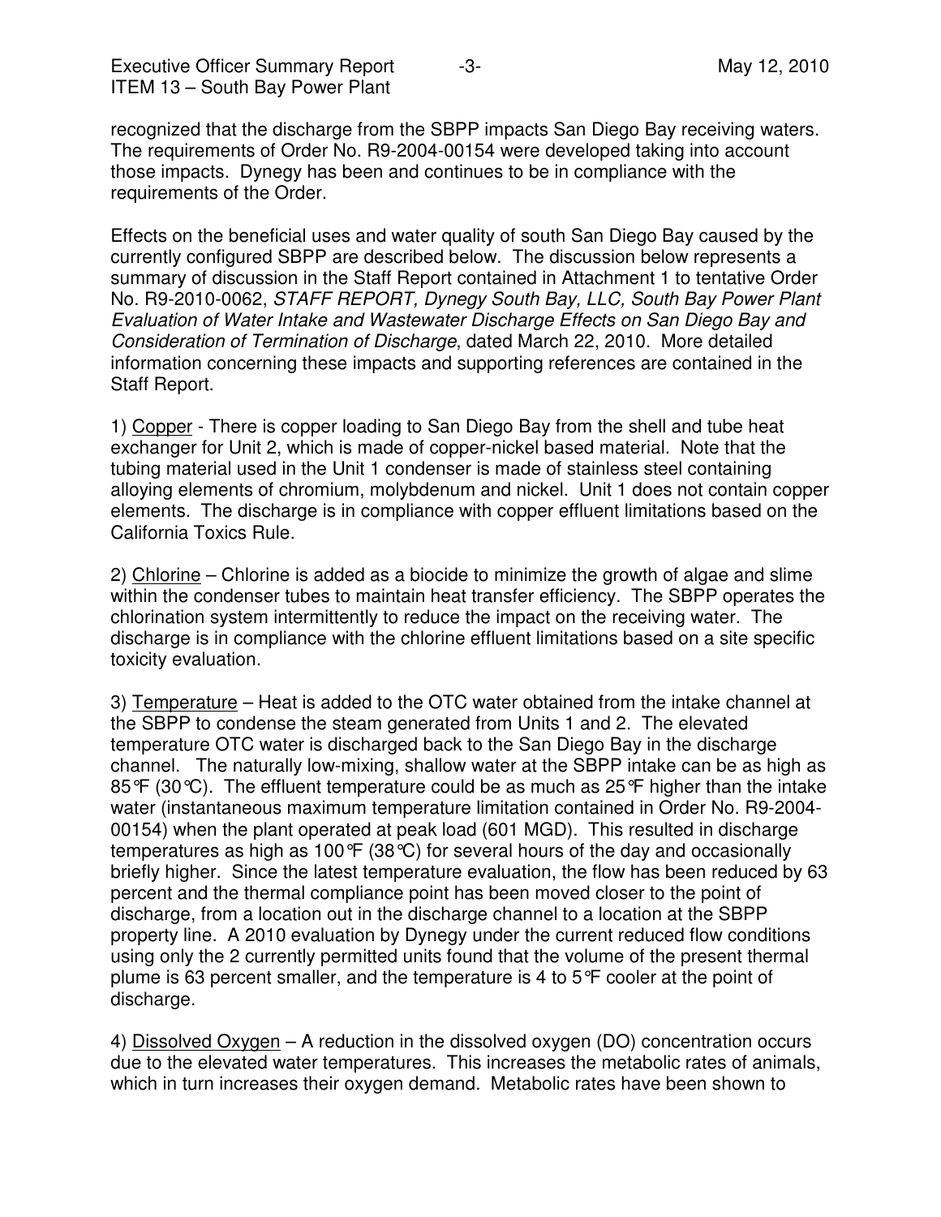recognized that the discharge from the SBPP impacts San Diego Bay receiving waters. The requirements of Order No. R9-2004-00154 were developed taking into account those impacts. Dynegy has been and continues to be in compliance with the requirements of the Order.

Effects on the beneficial uses and water quality of south San Diego Bay caused by the currently configured SBPP are described below. The discussion below represents a summary of discussion in the Staff Report contained in Attachment 1 to tentative Order No. R9-2010-0062, *STAFF REPORT, Dynegy South Bay, LLC, South Bay Power Plant Evaluation of Water Intake and Wastewater Discharge Effects on San Diego Bay and Consideration of Termination of Discharge*, dated March 22, 2010. More detailed information concerning these impacts and supporting references are contained in the Staff Report.

1) <u>Copper</u> - There is copper loading to San Diego Bay from the shell and tube heat exchanger for Unit 2, which is made of copper-nickel based material. Note that the tubing material used in the Unit 1 condenser is made of stainless steel containing alloying elements of chromium, molybdenum and nickel. Unit 1 does not contain copper elements. The discharge is in compliance with copper effluent limitations based on the California Toxics Rule.

2) <u>Chlorine</u> – Chlorine is added as a biocide to minimize the growth of algae and slime within the condenser tubes to maintain heat transfer efficiency. The SBPP operates the chlorination system intermittently to reduce the impact on the receiving water. The discharge is in compliance with the chlorine effluent limitations based on a site specific toxicity evaluation.

3) <u>Temperature</u> – Heat is added to the OTC water obtained from the intake channel at the SBPP to condense the steam generated from Units 1 and 2. The elevated temperature OTC water is discharged back to the San Diego Bay in the discharge channel. The naturally low-mixing, shallow water at the SBPP intake can be as high as 85°F (30°C). The effluent temperature could be as much as 25°F higher than the intake water (instantaneous maximum temperature limitation contained in Order No. R9-2004-00154) when the plant operated at peak load (601 MGD). This resulted in discharge temperatures as high as 100°F (38°C) for several hours of the day and occasionally briefly higher. Since the latest temperature evaluation, the flow has been reduced by 63 percent and the thermal compliance point has been moved closer to the point of discharge, from a location out in the discharge channel to a location at the SBPP property line. A 2010 evaluation by Dynegy under the current reduced flow conditions using only the 2 currently permitted units found that the volume of the present thermal plume is 63 percent smaller, and the temperature is 4 to 5°F cooler at the point of discharge.

4) <u>Dissolved Oxygen</u> – A reduction in the dissolved oxygen (DO) concentration occurs due to the elevated water temperatures. This increases the metabolic rates of animals, which in turn increases their oxygen demand. Metabolic rates have been shown to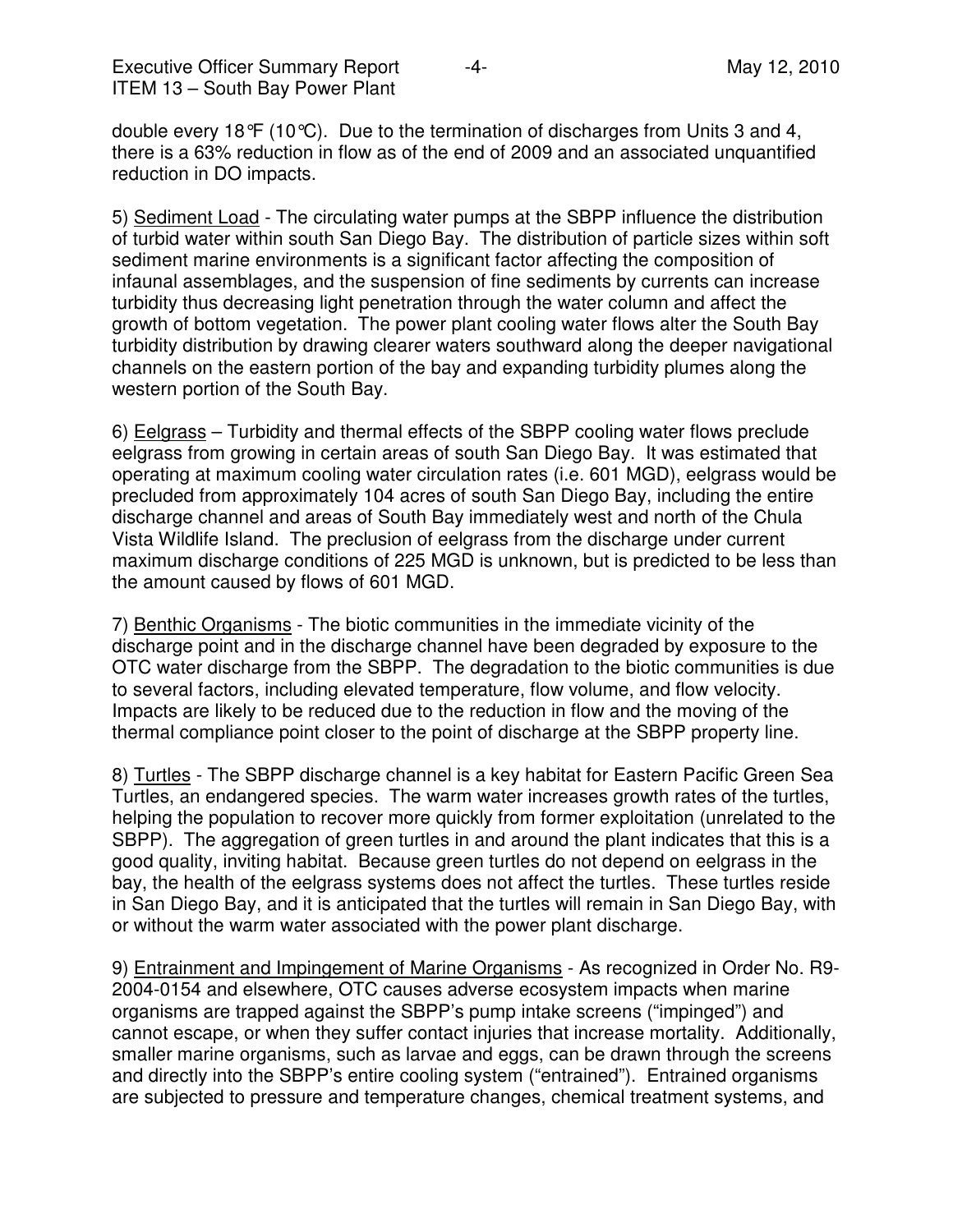double every 18°F (10°C). Due to the termination of discharges from Units 3 and 4, there is a 63% reduction in flow as of the end of 2009 and an associated unquantified reduction in DO impacts.

5) Sediment Load - The circulating water pumps at the SBPP influence the distribution of turbid water within south San Diego Bay. The distribution of particle sizes within soft sediment marine environments is a significant factor affecting the composition of infaunal assemblages, and the suspension of fine sediments by currents can increase turbidity thus decreasing light penetration through the water column and affect the growth of bottom vegetation. The power plant cooling water flows alter the South Bay turbidity distribution by drawing clearer waters southward along the deeper navigational channels on the eastern portion of the bay and expanding turbidity plumes along the western portion of the South Bay.

6) Eelgrass – Turbidity and thermal effects of the SBPP cooling water flows preclude eelgrass from growing in certain areas of south San Diego Bay. It was estimated that operating at maximum cooling water circulation rates (i.e. 601 MGD), eelgrass would be precluded from approximately 104 acres of south San Diego Bay, including the entire discharge channel and areas of South Bay immediately west and north of the Chula Vista Wildlife Island. The preclusion of eelgrass from the discharge under current maximum discharge conditions of 225 MGD is unknown, but is predicted to be less than the amount caused by flows of 601 MGD.

7) Benthic Organisms - The biotic communities in the immediate vicinity of the discharge point and in the discharge channel have been degraded by exposure to the OTC water discharge from the SBPP. The degradation to the biotic communities is due to several factors, including elevated temperature, flow volume, and flow velocity. Impacts are likely to be reduced due to the reduction in flow and the moving of the thermal compliance point closer to the point of discharge at the SBPP property line.

8) Turtles - The SBPP discharge channel is a key habitat for Eastern Pacific Green Sea Turtles, an endangered species. The warm water increases growth rates of the turtles, helping the population to recover more quickly from former exploitation (unrelated to the SBPP). The aggregation of green turtles in and around the plant indicates that this is a good quality, inviting habitat. Because green turtles do not depend on eelgrass in the bay, the health of the eelgrass systems does not affect the turtles. These turtles reside in San Diego Bay, and it is anticipated that the turtles will remain in San Diego Bay, with or without the warm water associated with the power plant discharge.

9) Entrainment and Impingement of Marine Organisms - As recognized in Order No. R9-2004-0154 and elsewhere, OTC causes adverse ecosystem impacts when marine organisms are trapped against the SBPP's pump intake screens ("impinged") and cannot escape, or when they suffer contact injuries that increase mortality. Additionally, smaller marine organisms, such as larvae and eggs, can be drawn through the screens and directly into the SBPP's entire cooling system ("entrained"). Entrained organisms are subjected to pressure and temperature changes, chemical treatment systems, and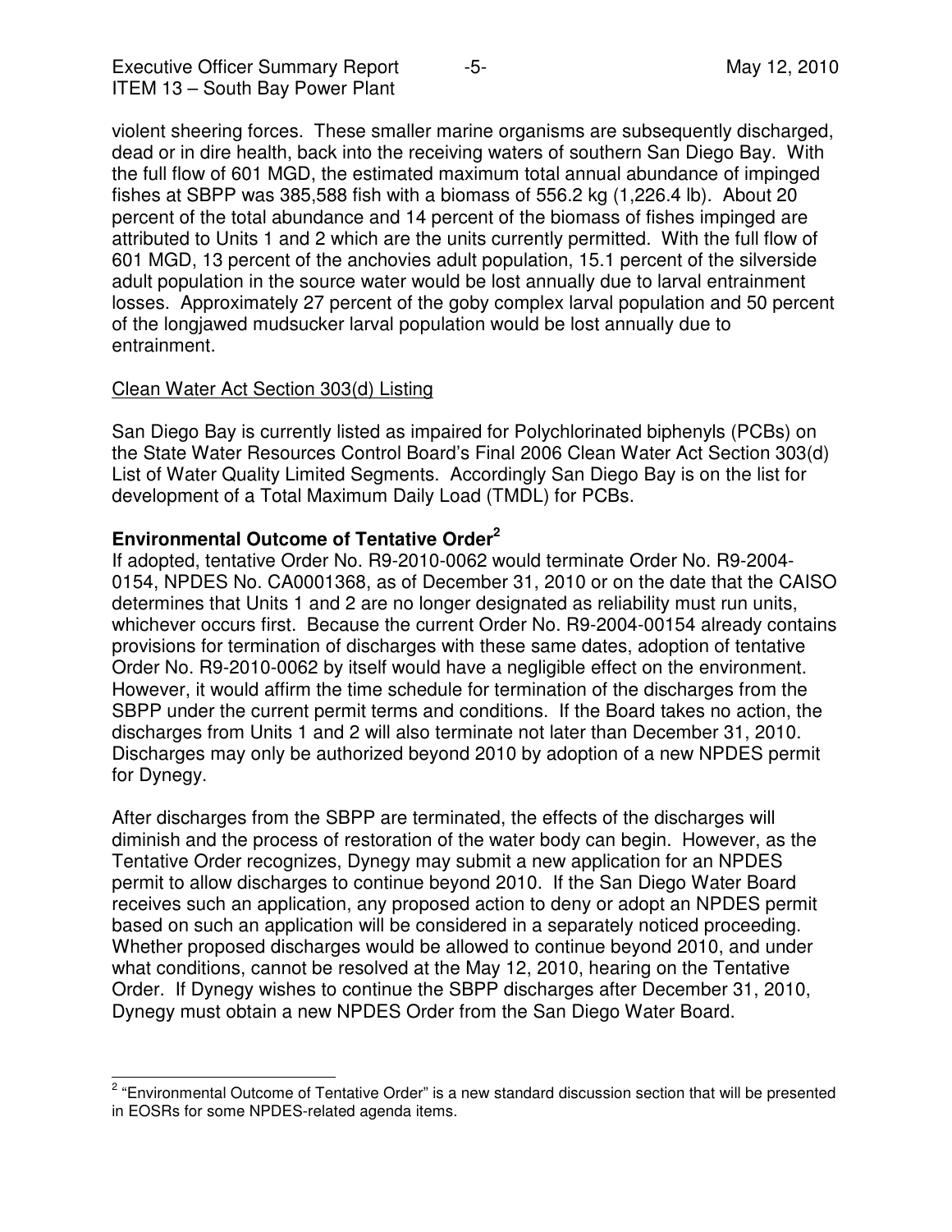violent sheering forces. These smaller marine organisms are subsequently discharged, dead or in dire health, back into the receiving waters of southern San Diego Bay. With the full flow of 601 MGD, the estimated maximum total annual abundance of impinged fishes at SBPP was 385,588 fish with a biomass of 556.2 kg (1,226.4 lb). About 20 percent of the total abundance and 14 percent of the biomass of fishes impinged are attributed to Units 1 and 2 which are the units currently permitted. With the full flow of 601 MGD, 13 percent of the anchovies adult population, 15.1 percent of the silverside adult population in the source water would be lost annually due to larval entrainment losses. Approximately 27 percent of the goby complex larval population and 50 percent of the longjawed mudsucker larval population would be lost annually due to entrainment.

<u>Clean Water Act Section 303(d) Listing</u>

San Diego Bay is currently listed as impaired for Polychlorinated biphenyls (PCBs) on the State Water Resources Control Board's Final 2006 Clean Water Act Section 303(d) List of Water Quality Limited Segments. Accordingly San Diego Bay is on the list for development of a Total Maximum Daily Load (TMDL) for PCBs.

**Environmental Outcome of Tentative Order[2]**

If adopted, tentative Order No. R9-2010-0062 would terminate Order No. R9-2004-0154, NPDES No. CA0001368, as of December 31, 2010 or on the date that the CAISO determines that Units 1 and 2 are no longer designated as reliability must run units, whichever occurs first. Because the current Order No. R9-2004-00154 already contains provisions for termination of discharges with these same dates, adoption of tentative Order No. R9-2010-0062 by itself would have a negligible effect on the environment. However, it would affirm the time schedule for termination of the discharges from the SBPP under the current permit terms and conditions. If the Board takes no action, the discharges from Units 1 and 2 will also terminate not later than December 31, 2010. Discharges may only be authorized beyond 2010 by adoption of a new NPDES permit for Dynegy.

After discharges from the SBPP are terminated, the effects of the discharges will diminish and the process of restoration of the water body can begin. However, as the Tentative Order recognizes, Dynegy may submit a new application for an NPDES permit to allow discharges to continue beyond 2010. If the San Diego Water Board receives such an application, any proposed action to deny or adopt an NPDES permit based on such an application will be considered in a separately noticed proceeding. Whether proposed discharges would be allowed to continue beyond 2010, and under what conditions, cannot be resolved at the May 12, 2010, hearing on the Tentative Order. If Dynegy wishes to continue the SBPP discharges after December 31, 2010, Dynegy must obtain a new NPDES Order from the San Diego Water Board.

---

[2] "Environmental Outcome of Tentative Order" is a new standard discussion section that will be presented in EOSRs for some NPDES-related agenda items.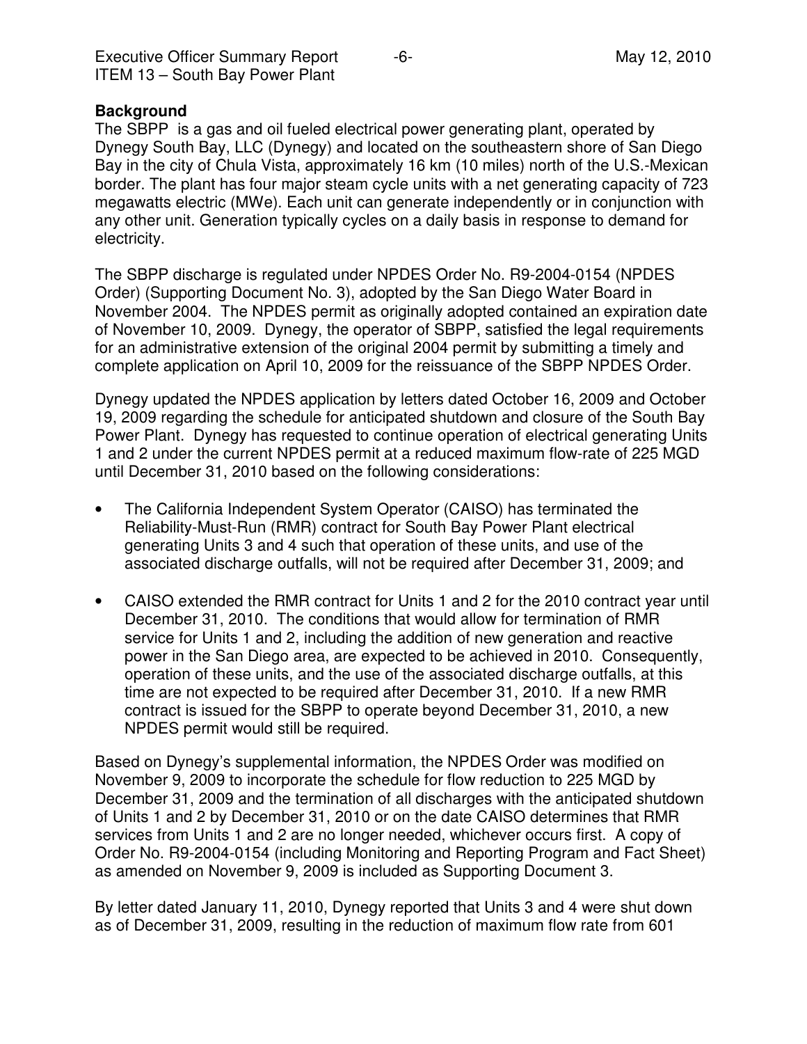## Background

The SBPP is a gas and oil fueled electrical power generating plant, operated by Dynegy South Bay, LLC (Dynegy) and located on the southeastern shore of San Diego Bay in the city of Chula Vista, approximately 16 km (10 miles) north of the U.S.-Mexican border. The plant has four major steam cycle units with a net generating capacity of 723 megawatts electric (MWe). Each unit can generate independently or in conjunction with any other unit. Generation typically cycles on a daily basis in response to demand for electricity.

The SBPP discharge is regulated under NPDES Order No. R9-2004-0154 (NPDES Order) (Supporting Document No. 3), adopted by the San Diego Water Board in November 2004. The NPDES permit as originally adopted contained an expiration date of November 10, 2009. Dynegy, the operator of SBPP, satisfied the legal requirements for an administrative extension of the original 2004 permit by submitting a timely and complete application on April 10, 2009 for the reissuance of the SBPP NPDES Order.

Dynegy updated the NPDES application by letters dated October 16, 2009 and October 19, 2009 regarding the schedule for anticipated shutdown and closure of the South Bay Power Plant. Dynegy has requested to continue operation of electrical generating Units 1 and 2 under the current NPDES permit at a reduced maximum flow-rate of 225 MGD until December 31, 2010 based on the following considerations:

- The California Independent System Operator (CAISO) has terminated the Reliability-Must-Run (RMR) contract for South Bay Power Plant electrical generating Units 3 and 4 such that operation of these units, and use of the associated discharge outfalls, will not be required after December 31, 2009; and

- CAISO extended the RMR contract for Units 1 and 2 for the 2010 contract year until December 31, 2010. The conditions that would allow for termination of RMR service for Units 1 and 2, including the addition of new generation and reactive power in the San Diego area, are expected to be achieved in 2010. Consequently, operation of these units, and the use of the associated discharge outfalls, at this time are not expected to be required after December 31, 2010. If a new RMR contract is issued for the SBPP to operate beyond December 31, 2010, a new NPDES permit would still be required.

Based on Dynegy's supplemental information, the NPDES Order was modified on November 9, 2009 to incorporate the schedule for flow reduction to 225 MGD by December 31, 2009 and the termination of all discharges with the anticipated shutdown of Units 1 and 2 by December 31, 2010 or on the date CAISO determines that RMR services from Units 1 and 2 are no longer needed, whichever occurs first. A copy of Order No. R9-2004-0154 (including Monitoring and Reporting Program and Fact Sheet) as amended on November 9, 2009 is included as Supporting Document 3.

By letter dated January 11, 2010, Dynegy reported that Units 3 and 4 were shut down as of December 31, 2009, resulting in the reduction of maximum flow rate from 601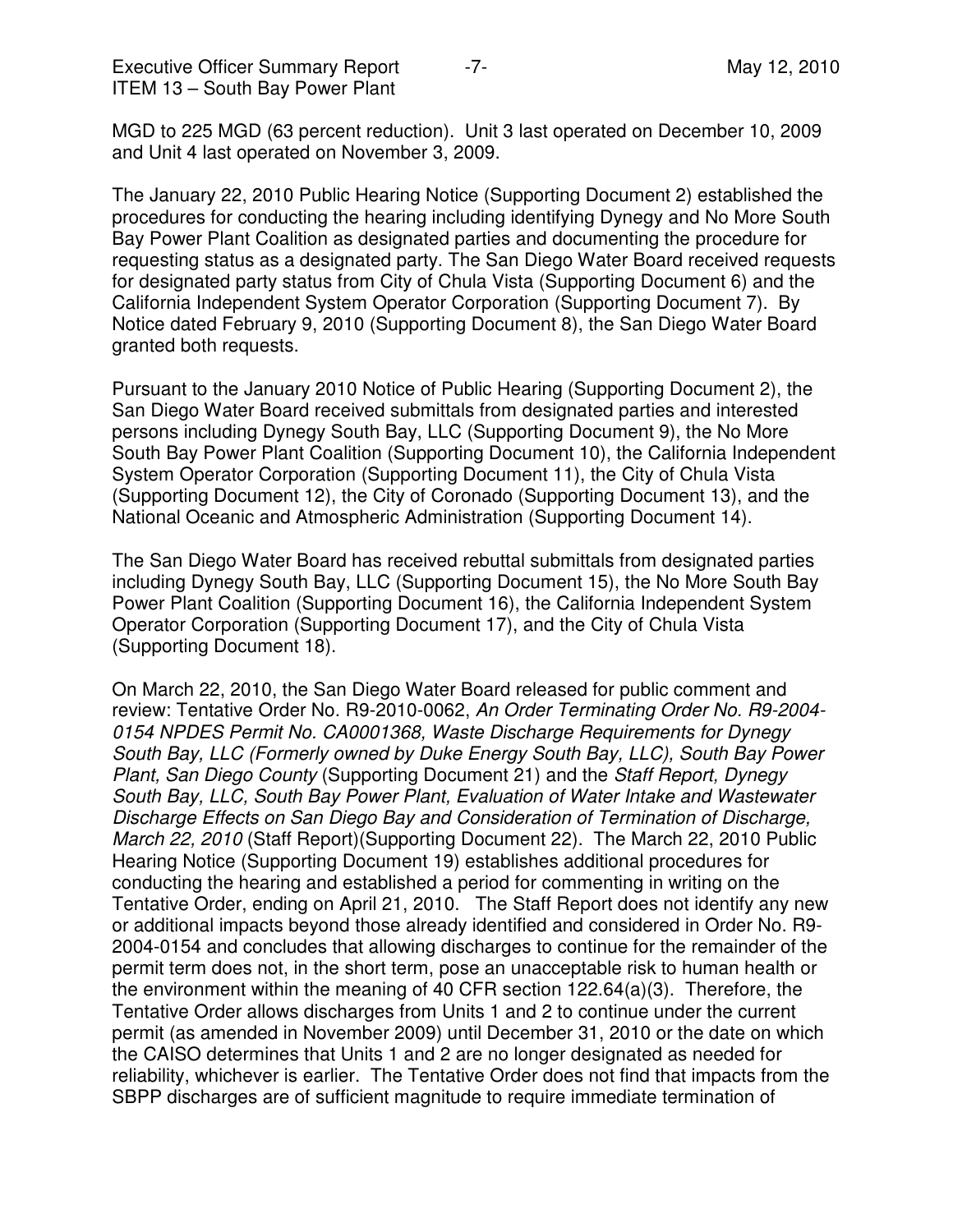MGD to 225 MGD (63 percent reduction). Unit 3 last operated on December 10, 2009 and Unit 4 last operated on November 3, 2009.

The January 22, 2010 Public Hearing Notice (Supporting Document 2) established the procedures for conducting the hearing including identifying Dynegy and No More South Bay Power Plant Coalition as designated parties and documenting the procedure for requesting status as a designated party. The San Diego Water Board received requests for designated party status from City of Chula Vista (Supporting Document 6) and the California Independent System Operator Corporation (Supporting Document 7). By Notice dated February 9, 2010 (Supporting Document 8), the San Diego Water Board granted both requests.

Pursuant to the January 2010 Notice of Public Hearing (Supporting Document 2), the San Diego Water Board received submittals from designated parties and interested persons including Dynegy South Bay, LLC (Supporting Document 9), the No More South Bay Power Plant Coalition (Supporting Document 10), the California Independent System Operator Corporation (Supporting Document 11), the City of Chula Vista (Supporting Document 12), the City of Coronado (Supporting Document 13), and the National Oceanic and Atmospheric Administration (Supporting Document 14).

The San Diego Water Board has received rebuttal submittals from designated parties including Dynegy South Bay, LLC (Supporting Document 15), the No More South Bay Power Plant Coalition (Supporting Document 16), the California Independent System Operator Corporation (Supporting Document 17), and the City of Chula Vista (Supporting Document 18).

On March 22, 2010, the San Diego Water Board released for public comment and review: Tentative Order No. R9-2010-0062, *An Order Terminating Order No. R9-2004-0154 NPDES Permit No. CA0001368, Waste Discharge Requirements for Dynegy South Bay, LLC (Formerly owned by Duke Energy South Bay, LLC), South Bay Power Plant, San Diego County* (Supporting Document 21) and the *Staff Report, Dynegy South Bay, LLC, South Bay Power Plant, Evaluation of Water Intake and Wastewater Discharge Effects on San Diego Bay and Consideration of Termination of Discharge, March 22, 2010* (Staff Report)(Supporting Document 22). The March 22, 2010 Public Hearing Notice (Supporting Document 19) establishes additional procedures for conducting the hearing and established a period for commenting in writing on the Tentative Order, ending on April 21, 2010. The Staff Report does not identify any new or additional impacts beyond those already identified and considered in Order No. R9-2004-0154 and concludes that allowing discharges to continue for the remainder of the permit term does not, in the short term, pose an unacceptable risk to human health or the environment within the meaning of 40 CFR section 122.64(a)(3). Therefore, the Tentative Order allows discharges from Units 1 and 2 to continue under the current permit (as amended in November 2009) until December 31, 2010 or the date on which the CAISO determines that Units 1 and 2 are no longer designated as needed for reliability, whichever is earlier. The Tentative Order does not find that impacts from the SBPP discharges are of sufficient magnitude to require immediate termination of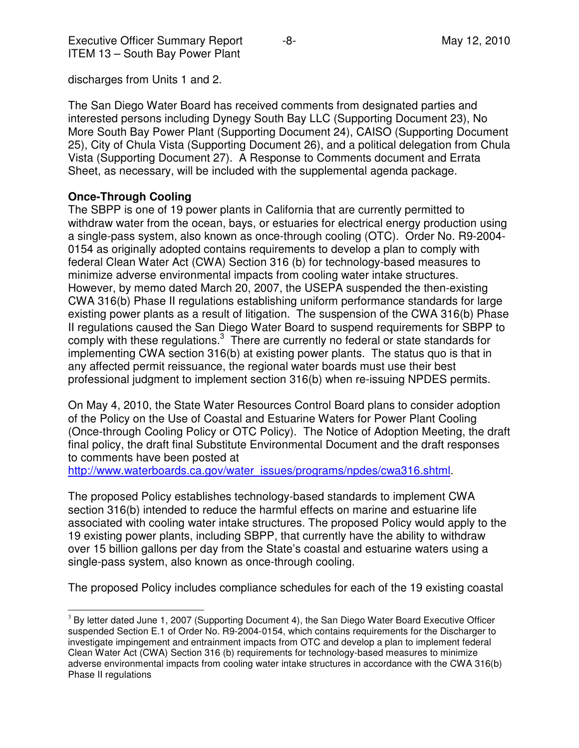discharges from Units 1 and 2.

The San Diego Water Board has received comments from designated parties and interested persons including Dynegy South Bay LLC (Supporting Document 23), No More South Bay Power Plant (Supporting Document 24), CAISO (Supporting Document 25), City of Chula Vista (Supporting Document 26), and a political delegation from Chula Vista (Supporting Document 27). A Response to Comments document and Errata Sheet, as necessary, will be included with the supplemental agenda package.

**Once-Through Cooling**

The SBPP is one of 19 power plants in California that are currently permitted to withdraw water from the ocean, bays, or estuaries for electrical energy production using a single-pass system, also known as once-through cooling (OTC). Order No. R9-2004-0154 as originally adopted contains requirements to develop a plan to comply with federal Clean Water Act (CWA) Section 316 (b) for technology-based measures to minimize adverse environmental impacts from cooling water intake structures. However, by memo dated March 20, 2007, the USEPA suspended the then-existing CWA 316(b) Phase II regulations establishing uniform performance standards for large existing power plants as a result of litigation. The suspension of the CWA 316(b) Phase II regulations caused the San Diego Water Board to suspend requirements for SBPP to comply with these regulations.[3] There are currently no federal or state standards for implementing CWA section 316(b) at existing power plants. The status quo is that in any affected permit reissuance, the regional water boards must use their best professional judgment to implement section 316(b) when re-issuing NPDES permits.

On May 4, 2010, the State Water Resources Control Board plans to consider adoption of the Policy on the Use of Coastal and Estuarine Waters for Power Plant Cooling (Once-through Cooling Policy or OTC Policy). The Notice of Adoption Meeting, the draft final policy, the draft final Substitute Environmental Document and the draft responses to comments have been posted at http://www.waterboards.ca.gov/water_issues/programs/npdes/cwa316.shtml.

The proposed Policy establishes technology-based standards to implement CWA section 316(b) intended to reduce the harmful effects on marine and estuarine life associated with cooling water intake structures. The proposed Policy would apply to the 19 existing power plants, including SBPP, that currently have the ability to withdraw over 15 billion gallons per day from the State's coastal and estuarine waters using a single-pass system, also known as once-through cooling.

The proposed Policy includes compliance schedules for each of the 19 existing coastal

---

[3] By letter dated June 1, 2007 (Supporting Document 4), the San Diego Water Board Executive Officer suspended Section E.1 of Order No. R9-2004-0154, which contains requirements for the Discharger to investigate impingement and entrainment impacts from OTC and develop a plan to implement federal Clean Water Act (CWA) Section 316 (b) requirements for technology-based measures to minimize adverse environmental impacts from cooling water intake structures in accordance with the CWA 316(b) Phase II regulations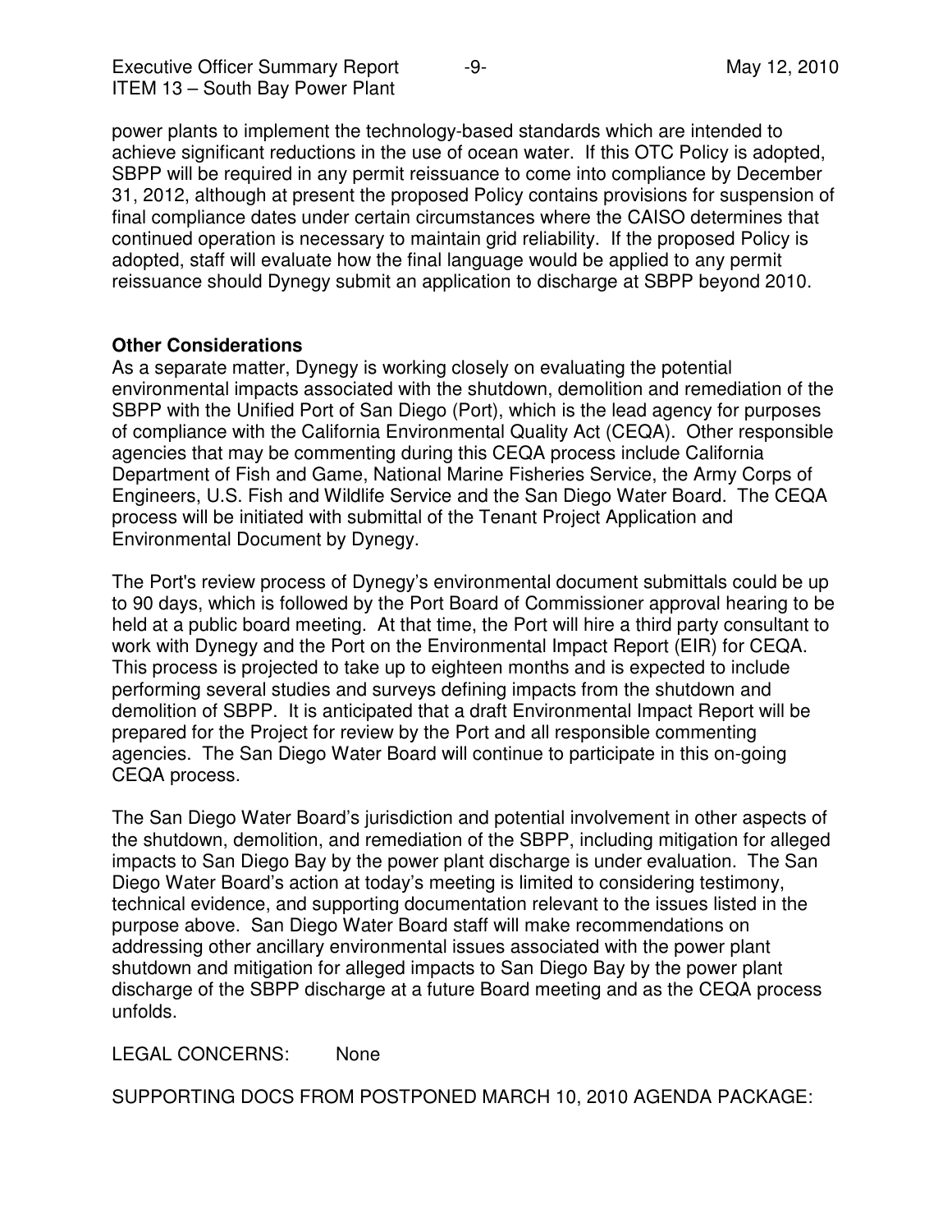power plants to implement the technology-based standards which are intended to achieve significant reductions in the use of ocean water. If this OTC Policy is adopted, SBPP will be required in any permit reissuance to come into compliance by December 31, 2012, although at present the proposed Policy contains provisions for suspension of final compliance dates under certain circumstances where the CAISO determines that continued operation is necessary to maintain grid reliability. If the proposed Policy is adopted, staff will evaluate how the final language would be applied to any permit reissuance should Dynegy submit an application to discharge at SBPP beyond 2010.

**Other Considerations**

As a separate matter, Dynegy is working closely on evaluating the potential environmental impacts associated with the shutdown, demolition and remediation of the SBPP with the Unified Port of San Diego (Port), which is the lead agency for purposes of compliance with the California Environmental Quality Act (CEQA). Other responsible agencies that may be commenting during this CEQA process include California Department of Fish and Game, National Marine Fisheries Service, the Army Corps of Engineers, U.S. Fish and Wildlife Service and the San Diego Water Board. The CEQA process will be initiated with submittal of the Tenant Project Application and Environmental Document by Dynegy.

The Port's review process of Dynegy's environmental document submittals could be up to 90 days, which is followed by the Port Board of Commissioner approval hearing to be held at a public board meeting. At that time, the Port will hire a third party consultant to work with Dynegy and the Port on the Environmental Impact Report (EIR) for CEQA. This process is projected to take up to eighteen months and is expected to include performing several studies and surveys defining impacts from the shutdown and demolition of SBPP. It is anticipated that a draft Environmental Impact Report will be prepared for the Project for review by the Port and all responsible commenting agencies. The San Diego Water Board will continue to participate in this on-going CEQA process.

The San Diego Water Board's jurisdiction and potential involvement in other aspects of the shutdown, demolition, and remediation of the SBPP, including mitigation for alleged impacts to San Diego Bay by the power plant discharge is under evaluation. The San Diego Water Board's action at today's meeting is limited to considering testimony, technical evidence, and supporting documentation relevant to the issues listed in the purpose above. San Diego Water Board staff will make recommendations on addressing other ancillary environmental issues associated with the power plant shutdown and mitigation for alleged impacts to San Diego Bay by the power plant discharge of the SBPP discharge at a future Board meeting and as the CEQA process unfolds.

LEGAL CONCERNS: None

SUPPORTING DOCS FROM POSTPONED MARCH 10, 2010 AGENDA PACKAGE: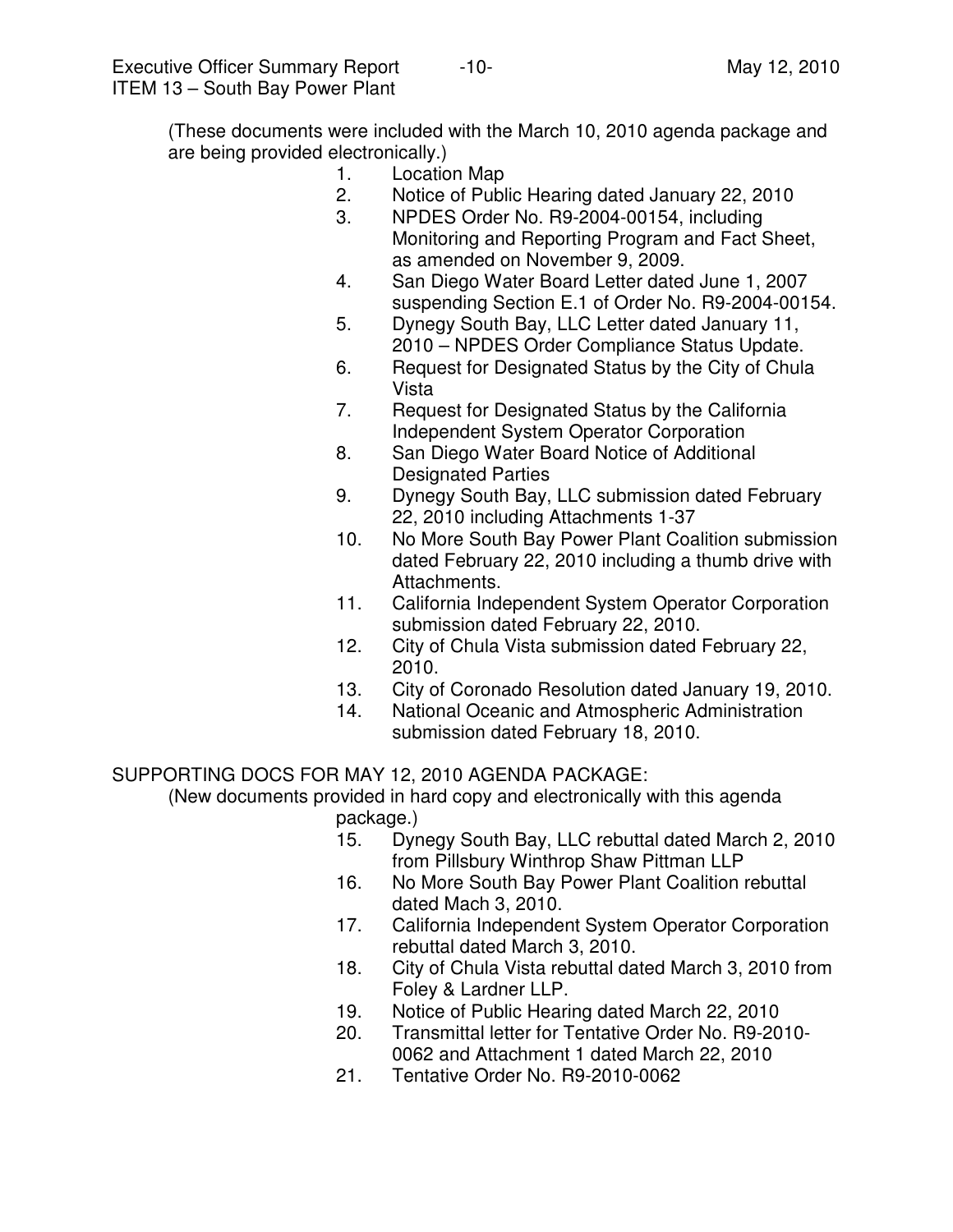(These documents were included with the March 10, 2010 agenda package and are being provided electronically.)

1. Location Map
2. Notice of Public Hearing dated January 22, 2010
3. NPDES Order No. R9-2004-00154, including Monitoring and Reporting Program and Fact Sheet, as amended on November 9, 2009.
4. San Diego Water Board Letter dated June 1, 2007 suspending Section E.1 of Order No. R9-2004-00154.
5. Dynegy South Bay, LLC Letter dated January 11, 2010 – NPDES Order Compliance Status Update.
6. Request for Designated Status by the City of Chula Vista
7. Request for Designated Status by the California Independent System Operator Corporation
8. San Diego Water Board Notice of Additional Designated Parties
9. Dynegy South Bay, LLC submission dated February 22, 2010 including Attachments 1-37
10. No More South Bay Power Plant Coalition submission dated February 22, 2010 including a thumb drive with Attachments.
11. California Independent System Operator Corporation submission dated February 22, 2010.
12. City of Chula Vista submission dated February 22, 2010.
13. City of Coronado Resolution dated January 19, 2010.
14. National Oceanic and Atmospheric Administration submission dated February 18, 2010.

SUPPORTING DOCS FOR MAY 12, 2010 AGENDA PACKAGE:

(New documents provided in hard copy and electronically with this agenda package.)

15. Dynegy South Bay, LLC rebuttal dated March 2, 2010 from Pillsbury Winthrop Shaw Pittman LLP
16. No More South Bay Power Plant Coalition rebuttal dated Mach 3, 2010.
17. California Independent System Operator Corporation rebuttal dated March 3, 2010.
18. City of Chula Vista rebuttal dated March 3, 2010 from Foley & Lardner LLP.
19. Notice of Public Hearing dated March 22, 2010
20. Transmittal letter for Tentative Order No. R9-2010-0062 and Attachment 1 dated March 22, 2010
21. Tentative Order No. R9-2010-0062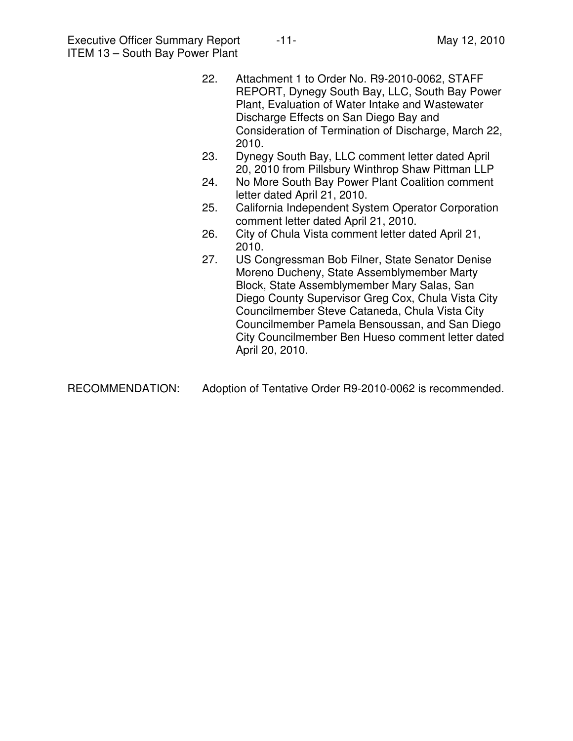22. Attachment 1 to Order No. R9-2010-0062, STAFF REPORT, Dynegy South Bay, LLC, South Bay Power Plant, Evaluation of Water Intake and Wastewater Discharge Effects on San Diego Bay and Consideration of Termination of Discharge, March 22, 2010.
23. Dynegy South Bay, LLC comment letter dated April 20, 2010 from Pillsbury Winthrop Shaw Pittman LLP
24. No More South Bay Power Plant Coalition comment letter dated April 21, 2010.
25. California Independent System Operator Corporation comment letter dated April 21, 2010.
26. City of Chula Vista comment letter dated April 21, 2010.
27. US Congressman Bob Filner, State Senator Denise Moreno Ducheny, State Assemblymember Marty Block, State Assemblymember Mary Salas, San Diego County Supervisor Greg Cox, Chula Vista City Councilmember Steve Cataneda, Chula Vista City Councilmember Pamela Bensoussan, and San Diego City Councilmember Ben Hueso comment letter dated April 20, 2010.

RECOMMENDATION: Adoption of Tentative Order R9-2010-0062 is recommended.